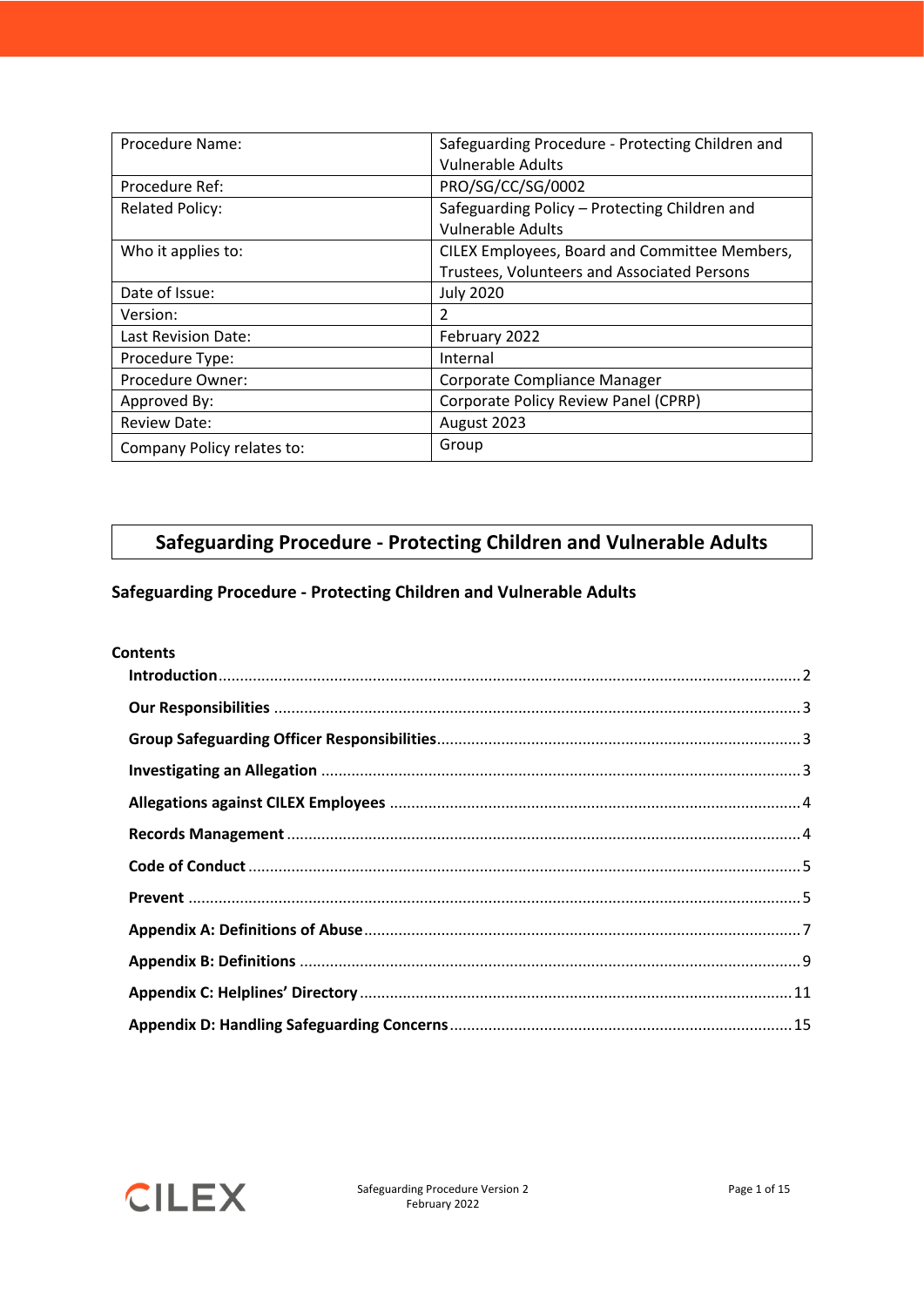| Procedure Name: | Safeguarding Procedure - Protecting Children and Vulnerable Adults |
|---|---|
| Procedure Ref: | PRO/SG/CC/SG/0002 |
| Related Policy: | Safeguarding Policy – Protecting Children and Vulnerable Adults |
| Who it applies to: | CILEX Employees, Board and Committee Members, Trustees, Volunteers and Associated Persons |
| Date of Issue: | July 2020 |
| Version: | 2 |
| Last Revision Date: | February 2022 |
| Procedure Type: | Internal |
| Procedure Owner: | Corporate Compliance Manager |
| Approved By: | Corporate Policy Review Panel (CPRP) |
| Review Date: | August 2023 |
| Company Policy relates to: | Group |

# Safeguarding Procedure - Protecting Children and Vulnerable Adults

## Safeguarding Procedure - Protecting Children and Vulnerable Adults

**Contents**

- **Introduction** ........ 2
- **Our Responsibilities** ........ 3
- **Group Safeguarding Officer Responsibilities** ........ 3
- **Investigating an Allegation** ........ 3
- **Allegations against CILEX Employees** ........ 4
- **Records Management** ........ 4
- **Code of Conduct** ........ 5
- **Prevent** ........ 5
- **Appendix A: Definitions of Abuse** ........ 7
- **Appendix B: Definitions** ........ 9
- **Appendix C: Helplines' Directory** ........ 11
- **Appendix D: Handling Safeguarding Concerns** ........ 15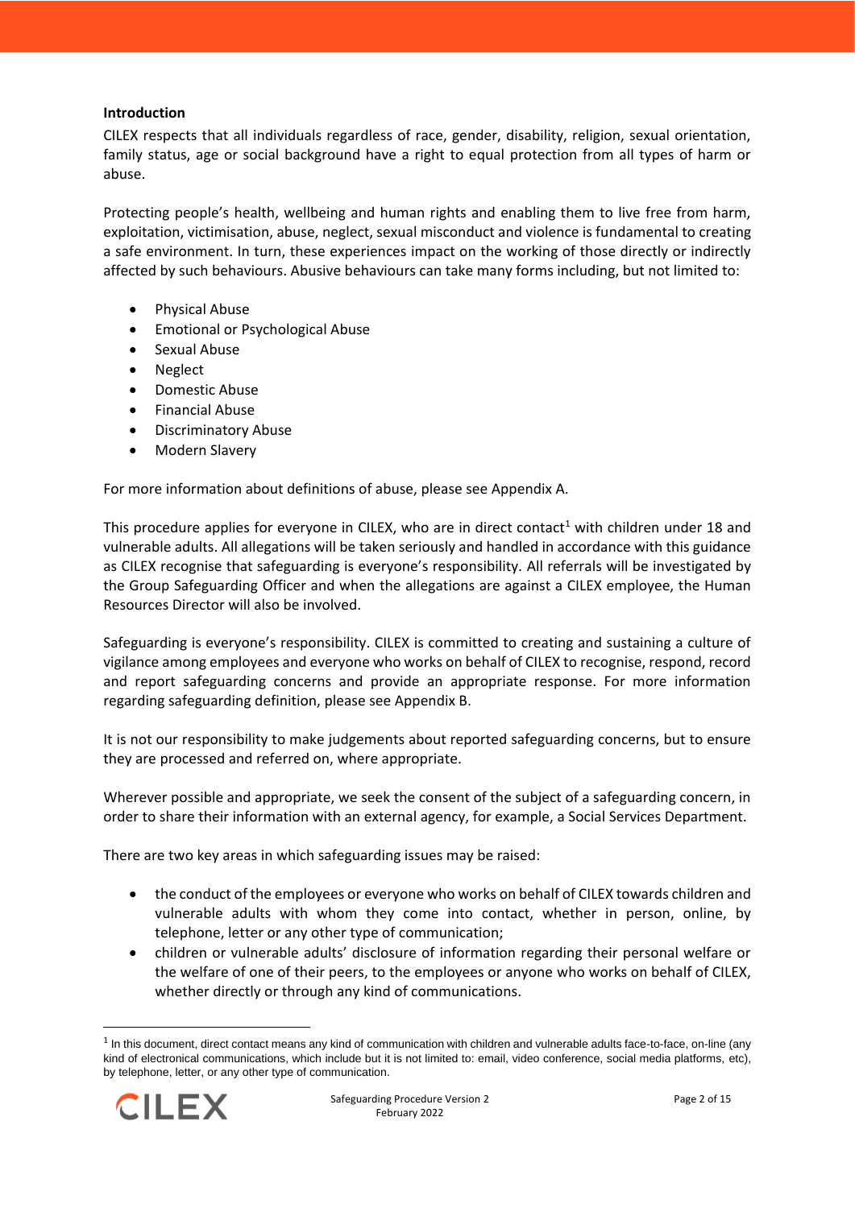**Introduction**

CILEX respects that all individuals regardless of race, gender, disability, religion, sexual orientation, family status, age or social background have a right to equal protection from all types of harm or abuse.

Protecting people's health, wellbeing and human rights and enabling them to live free from harm, exploitation, victimisation, abuse, neglect, sexual misconduct and violence is fundamental to creating a safe environment. In turn, these experiences impact on the working of those directly or indirectly affected by such behaviours. Abusive behaviours can take many forms including, but not limited to:

- Physical Abuse
- Emotional or Psychological Abuse
- Sexual Abuse
- Neglect
- Domestic Abuse
- Financial Abuse
- Discriminatory Abuse
- Modern Slavery

For more information about definitions of abuse, please see Appendix A.

This procedure applies for everyone in CILEX, who are in direct contact[1] with children under 18 and vulnerable adults. All allegations will be taken seriously and handled in accordance with this guidance as CILEX recognise that safeguarding is everyone's responsibility. All referrals will be investigated by the Group Safeguarding Officer and when the allegations are against a CILEX employee, the Human Resources Director will also be involved.

Safeguarding is everyone's responsibility. CILEX is committed to creating and sustaining a culture of vigilance among employees and everyone who works on behalf of CILEX to recognise, respond, record and report safeguarding concerns and provide an appropriate response. For more information regarding safeguarding definition, please see Appendix B.

It is not our responsibility to make judgements about reported safeguarding concerns, but to ensure they are processed and referred on, where appropriate.

Wherever possible and appropriate, we seek the consent of the subject of a safeguarding concern, in order to share their information with an external agency, for example, a Social Services Department.

There are two key areas in which safeguarding issues may be raised:

- the conduct of the employees or everyone who works on behalf of CILEX towards children and vulnerable adults with whom they come into contact, whether in person, online, by telephone, letter or any other type of communication;
- children or vulnerable adults' disclosure of information regarding their personal welfare or the welfare of one of their peers, to the employees or anyone who works on behalf of CILEX, whether directly or through any kind of communications.

[1] In this document, direct contact means any kind of communication with children and vulnerable adults face-to-face, on-line (any kind of electronical communications, which include but it is not limited to: email, video conference, social media platforms, etc), by telephone, letter, or any other type of communication.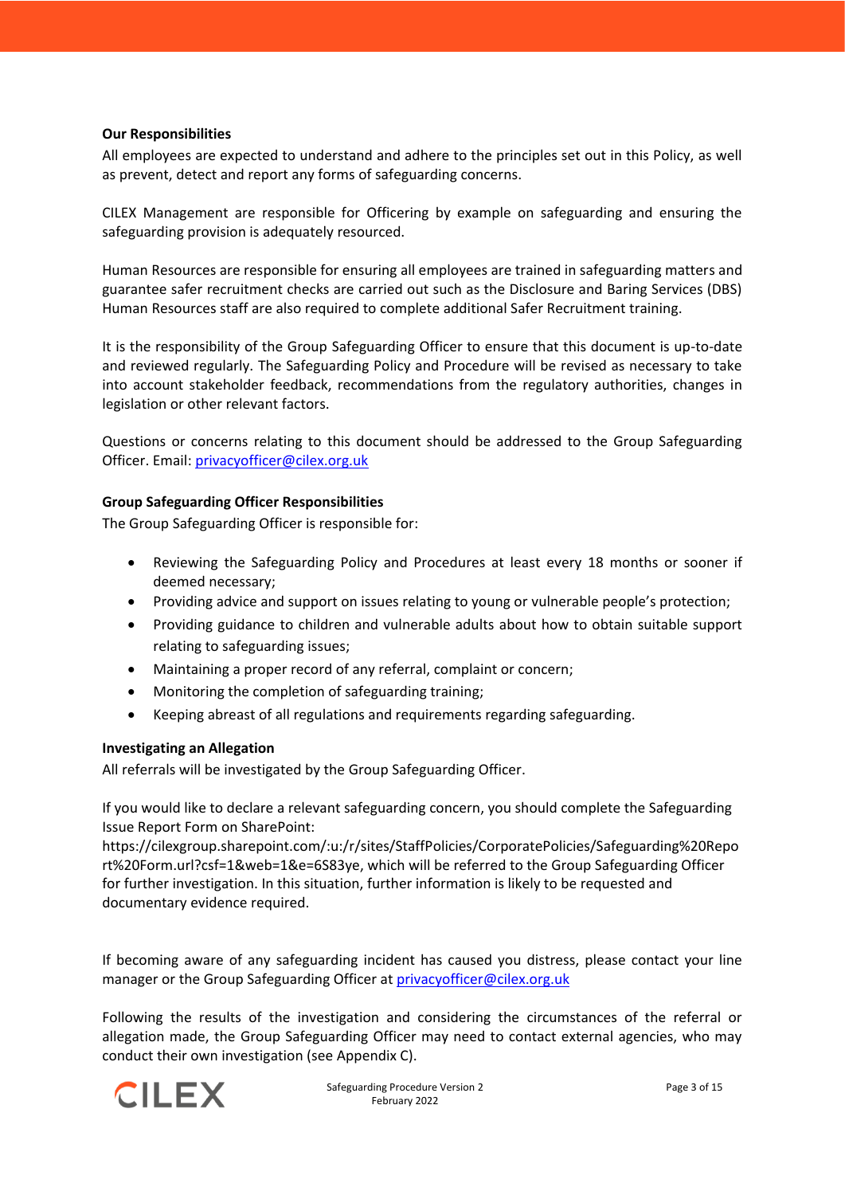**Our Responsibilities**

All employees are expected to understand and adhere to the principles set out in this Policy, as well as prevent, detect and report any forms of safeguarding concerns.

CILEX Management are responsible for Officering by example on safeguarding and ensuring the safeguarding provision is adequately resourced.

Human Resources are responsible for ensuring all employees are trained in safeguarding matters and guarantee safer recruitment checks are carried out such as the Disclosure and Baring Services (DBS) Human Resources staff are also required to complete additional Safer Recruitment training.

It is the responsibility of the Group Safeguarding Officer to ensure that this document is up-to-date and reviewed regularly. The Safeguarding Policy and Procedure will be revised as necessary to take into account stakeholder feedback, recommendations from the regulatory authorities, changes in legislation or other relevant factors.

Questions or concerns relating to this document should be addressed to the Group Safeguarding Officer. Email: privacyofficer@cilex.org.uk

**Group Safeguarding Officer Responsibilities**

The Group Safeguarding Officer is responsible for:

- Reviewing the Safeguarding Policy and Procedures at least every 18 months or sooner if deemed necessary;
- Providing advice and support on issues relating to young or vulnerable people's protection;
- Providing guidance to children and vulnerable adults about how to obtain suitable support relating to safeguarding issues;
- Maintaining a proper record of any referral, complaint or concern;
- Monitoring the completion of safeguarding training;
- Keeping abreast of all regulations and requirements regarding safeguarding.

**Investigating an Allegation**

All referrals will be investigated by the Group Safeguarding Officer.

If you would like to declare a relevant safeguarding concern, you should complete the Safeguarding Issue Report Form on SharePoint: https://cilexgroup.sharepoint.com/:u:/r/sites/StaffPolicies/CorporatePolicies/Safeguarding%20Report%20Form.url?csf=1&web=1&e=6S83ye, which will be referred to the Group Safeguarding Officer for further investigation. In this situation, further information is likely to be requested and documentary evidence required.

If becoming aware of any safeguarding incident has caused you distress, please contact your line manager or the Group Safeguarding Officer at privacyofficer@cilex.org.uk

Following the results of the investigation and considering the circumstances of the referral or allegation made, the Group Safeguarding Officer may need to contact external agencies, who may conduct their own investigation (see Appendix C).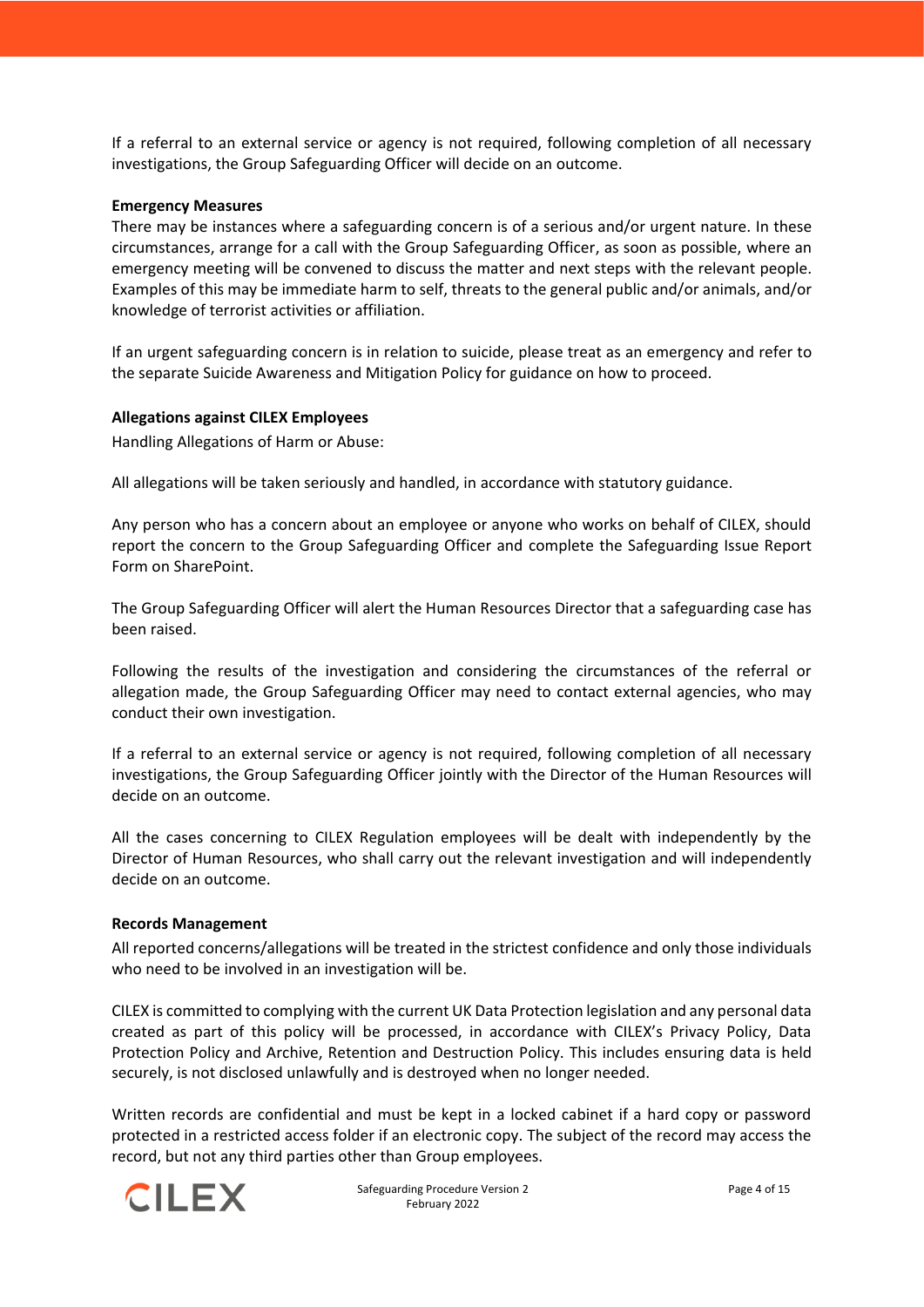If a referral to an external service or agency is not required, following completion of all necessary investigations, the Group Safeguarding Officer will decide on an outcome.

**Emergency Measures**

There may be instances where a safeguarding concern is of a serious and/or urgent nature. In these circumstances, arrange for a call with the Group Safeguarding Officer, as soon as possible, where an emergency meeting will be convened to discuss the matter and next steps with the relevant people. Examples of this may be immediate harm to self, threats to the general public and/or animals, and/or knowledge of terrorist activities or affiliation.

If an urgent safeguarding concern is in relation to suicide, please treat as an emergency and refer to the separate Suicide Awareness and Mitigation Policy for guidance on how to proceed.

**Allegations against CILEX Employees**

Handling Allegations of Harm or Abuse:

All allegations will be taken seriously and handled, in accordance with statutory guidance.

Any person who has a concern about an employee or anyone who works on behalf of CILEX, should report the concern to the Group Safeguarding Officer and complete the Safeguarding Issue Report Form on SharePoint.

The Group Safeguarding Officer will alert the Human Resources Director that a safeguarding case has been raised.

Following the results of the investigation and considering the circumstances of the referral or allegation made, the Group Safeguarding Officer may need to contact external agencies, who may conduct their own investigation.

If a referral to an external service or agency is not required, following completion of all necessary investigations, the Group Safeguarding Officer jointly with the Director of the Human Resources will decide on an outcome.

All the cases concerning to CILEX Regulation employees will be dealt with independently by the Director of Human Resources, who shall carry out the relevant investigation and will independently decide on an outcome.

**Records Management**

All reported concerns/allegations will be treated in the strictest confidence and only those individuals who need to be involved in an investigation will be.

CILEX is committed to complying with the current UK Data Protection legislation and any personal data created as part of this policy will be processed, in accordance with CILEX's Privacy Policy, Data Protection Policy and Archive, Retention and Destruction Policy. This includes ensuring data is held securely, is not disclosed unlawfully and is destroyed when no longer needed.

Written records are confidential and must be kept in a locked cabinet if a hard copy or password protected in a restricted access folder if an electronic copy. The subject of the record may access the record, but not any third parties other than Group employees.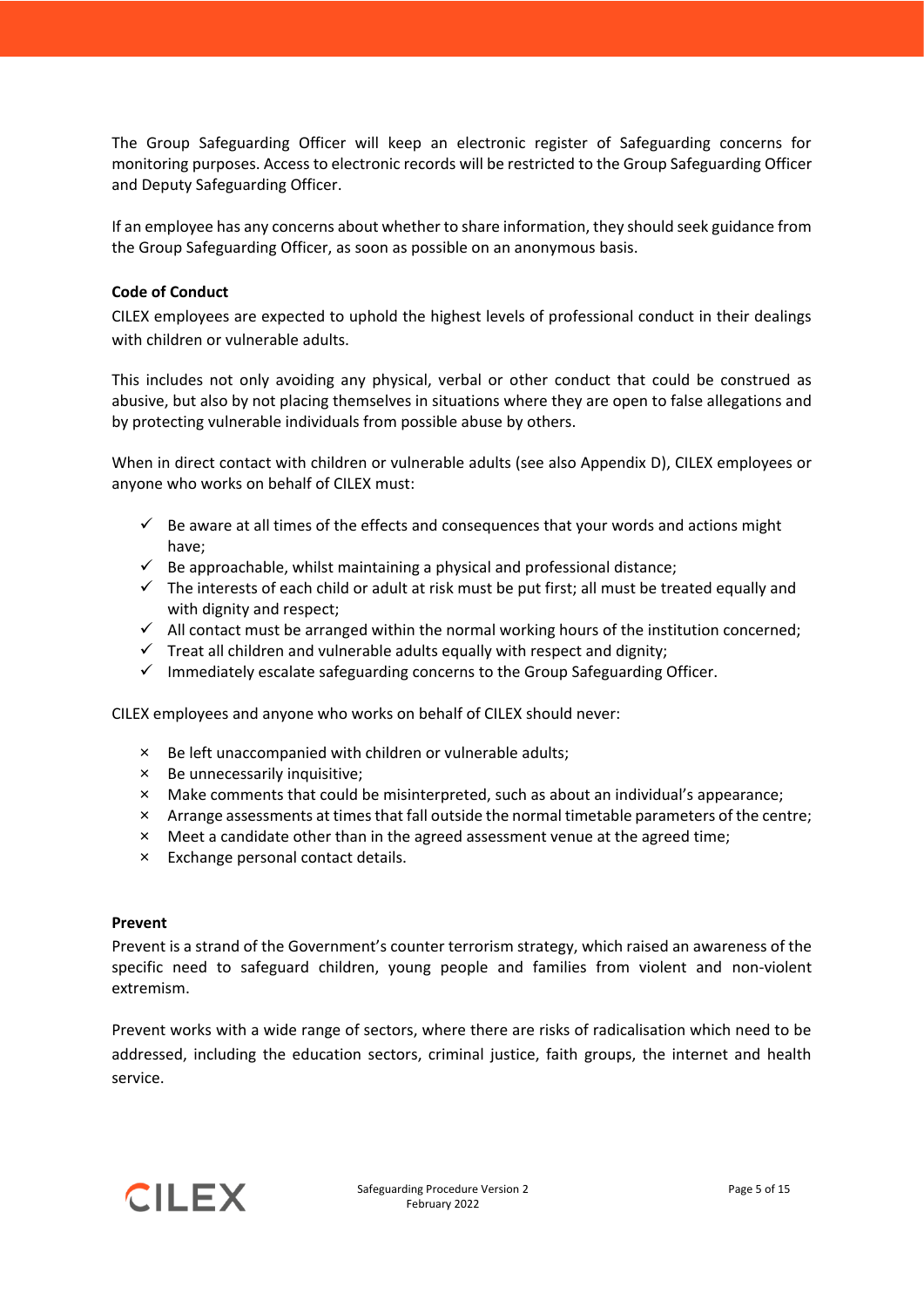The Group Safeguarding Officer will keep an electronic register of Safeguarding concerns for monitoring purposes. Access to electronic records will be restricted to the Group Safeguarding Officer and Deputy Safeguarding Officer.

If an employee has any concerns about whether to share information, they should seek guidance from the Group Safeguarding Officer, as soon as possible on an anonymous basis.

**Code of Conduct**

CILEX employees are expected to uphold the highest levels of professional conduct in their dealings with children or vulnerable adults.

This includes not only avoiding any physical, verbal or other conduct that could be construed as abusive, but also by not placing themselves in situations where they are open to false allegations and by protecting vulnerable individuals from possible abuse by others.

When in direct contact with children or vulnerable adults (see also Appendix D), CILEX employees or anyone who works on behalf of CILEX must:

- ✓ Be aware at all times of the effects and consequences that your words and actions might have;
- ✓ Be approachable, whilst maintaining a physical and professional distance;
- ✓ The interests of each child or adult at risk must be put first; all must be treated equally and with dignity and respect;
- ✓ All contact must be arranged within the normal working hours of the institution concerned;
- ✓ Treat all children and vulnerable adults equally with respect and dignity;
- ✓ Immediately escalate safeguarding concerns to the Group Safeguarding Officer.

CILEX employees and anyone who works on behalf of CILEX should never:

- × Be left unaccompanied with children or vulnerable adults;
- × Be unnecessarily inquisitive;
- × Make comments that could be misinterpreted, such as about an individual's appearance;
- × Arrange assessments at times that fall outside the normal timetable parameters of the centre;
- × Meet a candidate other than in the agreed assessment venue at the agreed time;
- × Exchange personal contact details.

**Prevent**

Prevent is a strand of the Government's counter terrorism strategy, which raised an awareness of the specific need to safeguard children, young people and families from violent and non-violent extremism.

Prevent works with a wide range of sectors, where there are risks of radicalisation which need to be addressed, including the education sectors, criminal justice, faith groups, the internet and health service.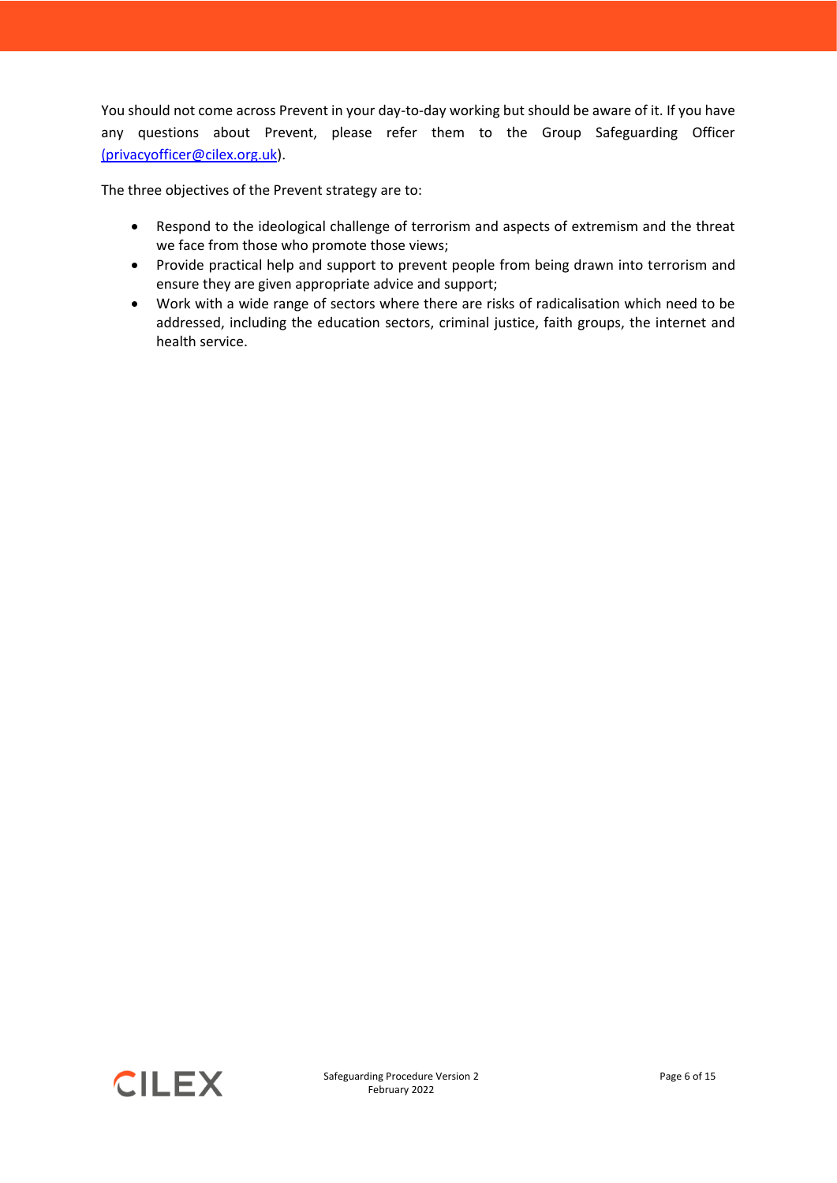You should not come across Prevent in your day-to-day working but should be aware of it. If you have any questions about Prevent, please refer them to the Group Safeguarding Officer (privacyofficer@cilex.org.uk).

The three objectives of the Prevent strategy are to:

- Respond to the ideological challenge of terrorism and aspects of extremism and the threat we face from those who promote those views;
- Provide practical help and support to prevent people from being drawn into terrorism and ensure they are given appropriate advice and support;
- Work with a wide range of sectors where there are risks of radicalisation which need to be addressed, including the education sectors, criminal justice, faith groups, the internet and health service.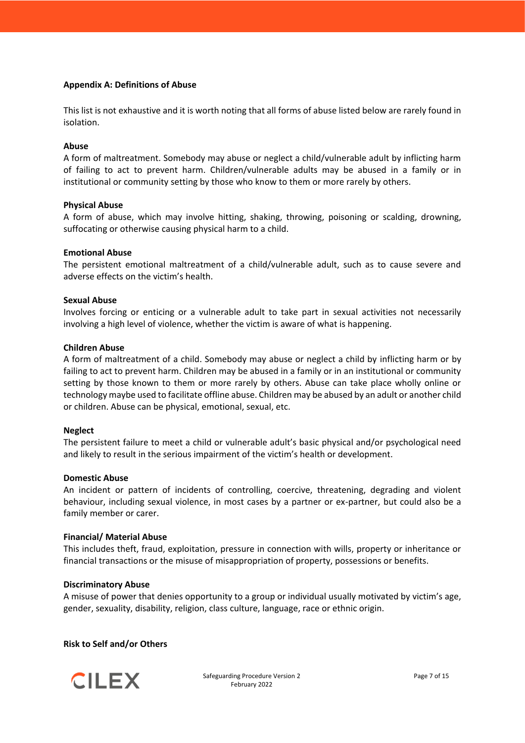**Appendix A: Definitions of Abuse**

This list is not exhaustive and it is worth noting that all forms of abuse listed below are rarely found in isolation.

**Abuse**

A form of maltreatment. Somebody may abuse or neglect a child/vulnerable adult by inflicting harm of failing to act to prevent harm. Children/vulnerable adults may be abused in a family or in institutional or community setting by those who know to them or more rarely by others.

**Physical Abuse**

A form of abuse, which may involve hitting, shaking, throwing, poisoning or scalding, drowning, suffocating or otherwise causing physical harm to a child.

**Emotional Abuse**

The persistent emotional maltreatment of a child/vulnerable adult, such as to cause severe and adverse effects on the victim's health.

**Sexual Abuse**

Involves forcing or enticing or a vulnerable adult to take part in sexual activities not necessarily involving a high level of violence, whether the victim is aware of what is happening.

**Children Abuse**

A form of maltreatment of a child. Somebody may abuse or neglect a child by inflicting harm or by failing to act to prevent harm. Children may be abused in a family or in an institutional or community setting by those known to them or more rarely by others. Abuse can take place wholly online or technology maybe used to facilitate offline abuse. Children may be abused by an adult or another child or children. Abuse can be physical, emotional, sexual, etc.

**Neglect**

The persistent failure to meet a child or vulnerable adult's basic physical and/or psychological need and likely to result in the serious impairment of the victim's health or development.

**Domestic Abuse**

An incident or pattern of incidents of controlling, coercive, threatening, degrading and violent behaviour, including sexual violence, in most cases by a partner or ex-partner, but could also be a family member or carer.

**Financial/ Material Abuse**

This includes theft, fraud, exploitation, pressure in connection with wills, property or inheritance or financial transactions or the misuse of misappropriation of property, possessions or benefits.

**Discriminatory Abuse**

A misuse of power that denies opportunity to a group or individual usually motivated by victim's age, gender, sexuality, disability, religion, class culture, language, race or ethnic origin.

**Risk to Self and/or Others**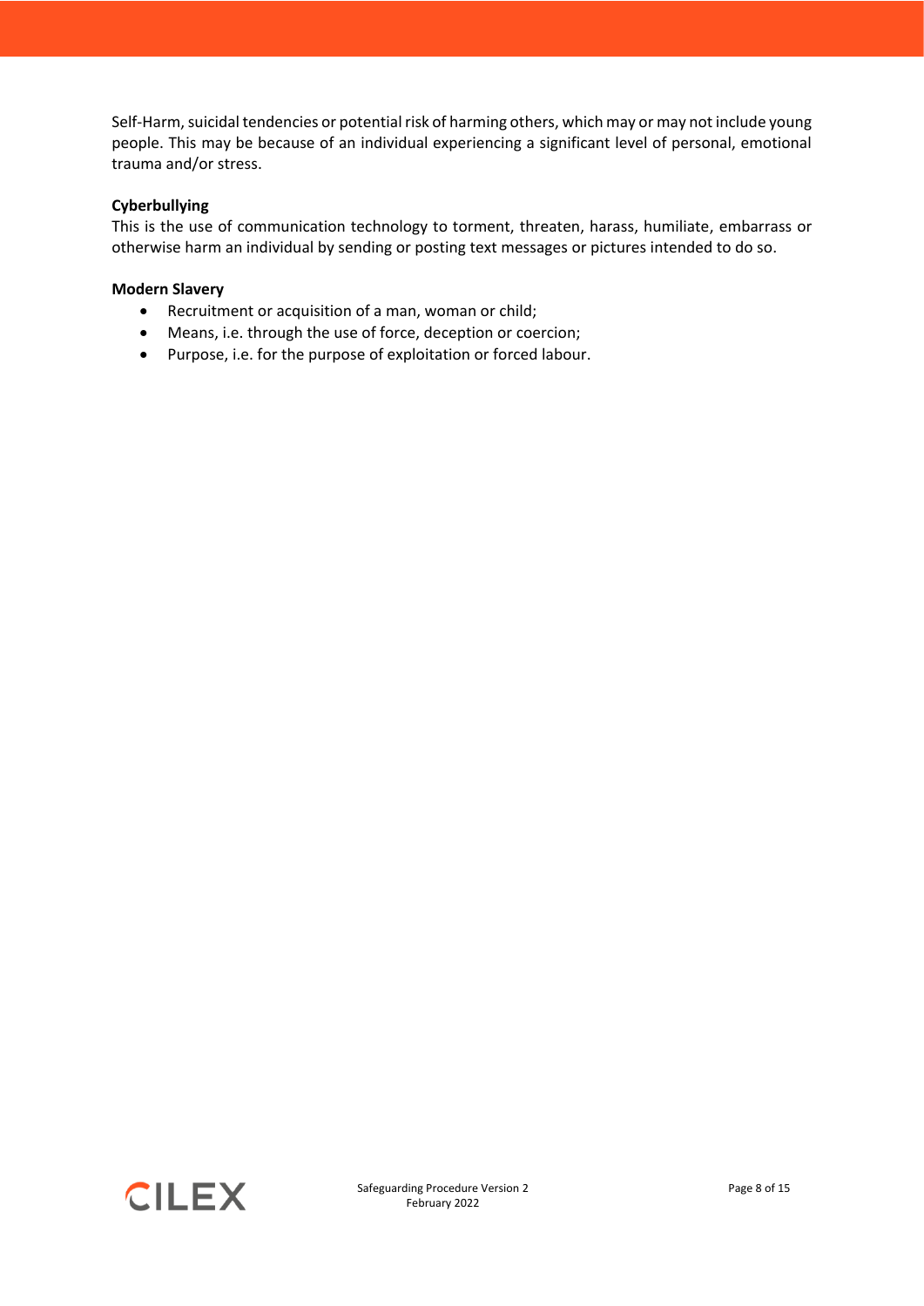Self-Harm, suicidal tendencies or potential risk of harming others, which may or may not include young people. This may be because of an individual experiencing a significant level of personal, emotional trauma and/or stress.

**Cyberbullying**
This is the use of communication technology to torment, threaten, harass, humiliate, embarrass or otherwise harm an individual by sending or posting text messages or pictures intended to do so.

**Modern Slavery**

- Recruitment or acquisition of a man, woman or child;
- Means, i.e. through the use of force, deception or coercion;
- Purpose, i.e. for the purpose of exploitation or forced labour.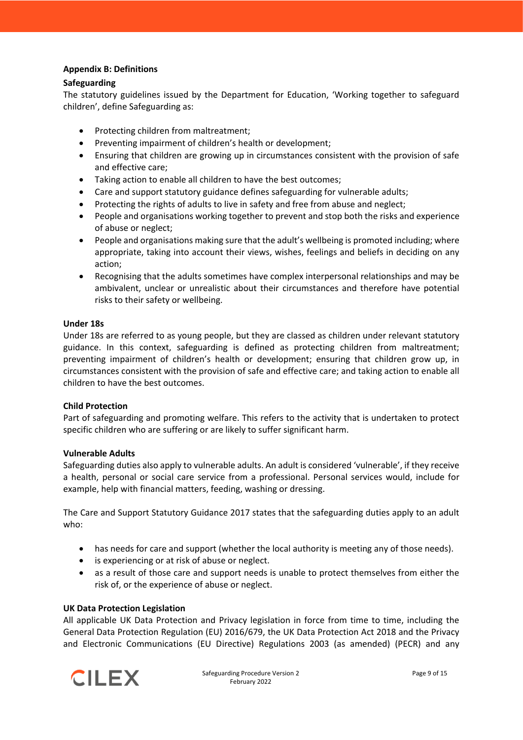## Appendix B: Definitions

### Safeguarding

The statutory guidelines issued by the Department for Education, 'Working together to safeguard children', define Safeguarding as:

- Protecting children from maltreatment;
- Preventing impairment of children's health or development;
- Ensuring that children are growing up in circumstances consistent with the provision of safe and effective care;
- Taking action to enable all children to have the best outcomes;
- Care and support statutory guidance defines safeguarding for vulnerable adults;
- Protecting the rights of adults to live in safety and free from abuse and neglect;
- People and organisations working together to prevent and stop both the risks and experience of abuse or neglect;
- People and organisations making sure that the adult's wellbeing is promoted including; where appropriate, taking into account their views, wishes, feelings and beliefs in deciding on any action;
- Recognising that the adults sometimes have complex interpersonal relationships and may be ambivalent, unclear or unrealistic about their circumstances and therefore have potential risks to their safety or wellbeing.

### Under 18s

Under 18s are referred to as young people, but they are classed as children under relevant statutory guidance. In this context, safeguarding is defined as protecting children from maltreatment; preventing impairment of children's health or development; ensuring that children grow up, in circumstances consistent with the provision of safe and effective care; and taking action to enable all children to have the best outcomes.

### Child Protection

Part of safeguarding and promoting welfare. This refers to the activity that is undertaken to protect specific children who are suffering or are likely to suffer significant harm.

### Vulnerable Adults

Safeguarding duties also apply to vulnerable adults. An adult is considered 'vulnerable', if they receive a health, personal or social care service from a professional. Personal services would, include for example, help with financial matters, feeding, washing or dressing.

The Care and Support Statutory Guidance 2017 states that the safeguarding duties apply to an adult who:

- has needs for care and support (whether the local authority is meeting any of those needs).
- is experiencing or at risk of abuse or neglect.
- as a result of those care and support needs is unable to protect themselves from either the risk of, or the experience of abuse or neglect.

### UK Data Protection Legislation

All applicable UK Data Protection and Privacy legislation in force from time to time, including the General Data Protection Regulation (EU) 2016/679, the UK Data Protection Act 2018 and the Privacy and Electronic Communications (EU Directive) Regulations 2003 (as amended) (PECR) and any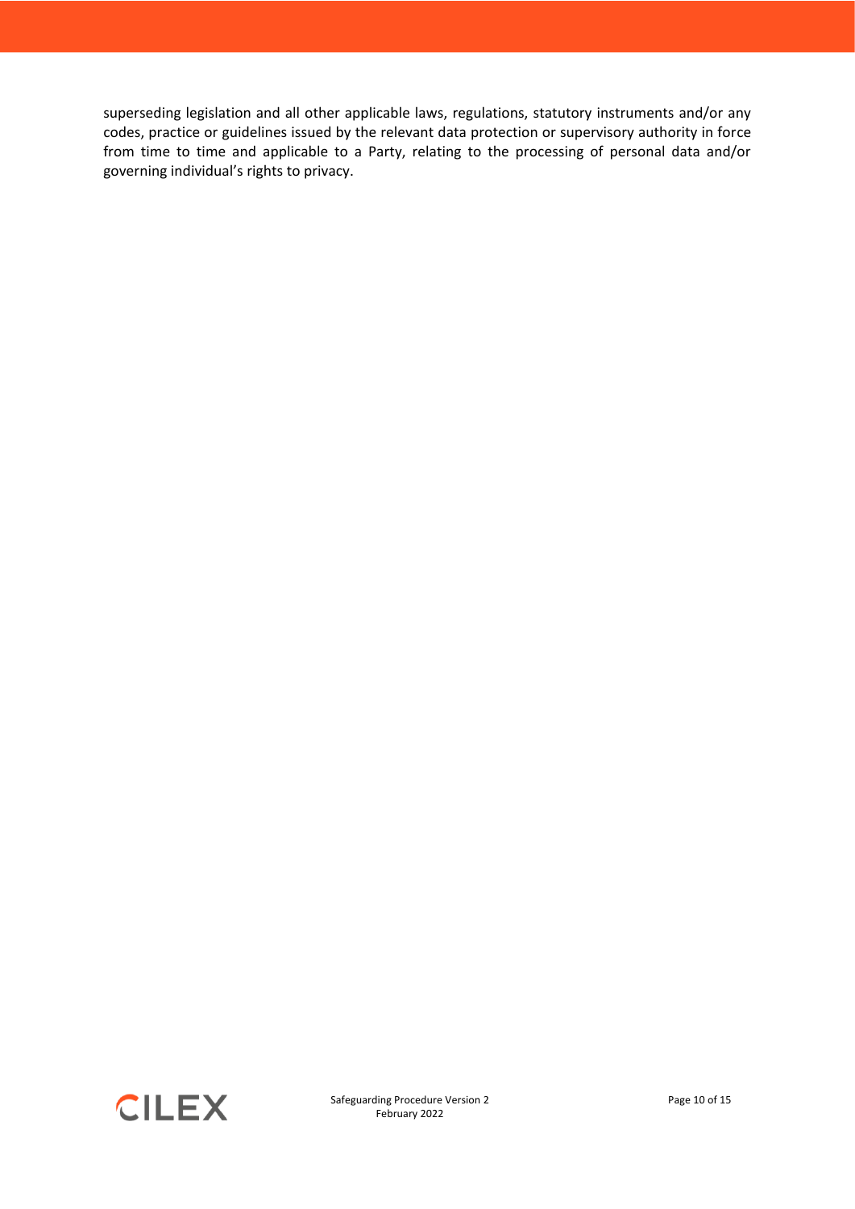superseding legislation and all other applicable laws, regulations, statutory instruments and/or any codes, practice or guidelines issued by the relevant data protection or supervisory authority in force from time to time and applicable to a Party, relating to the processing of personal data and/or governing individual's rights to privacy.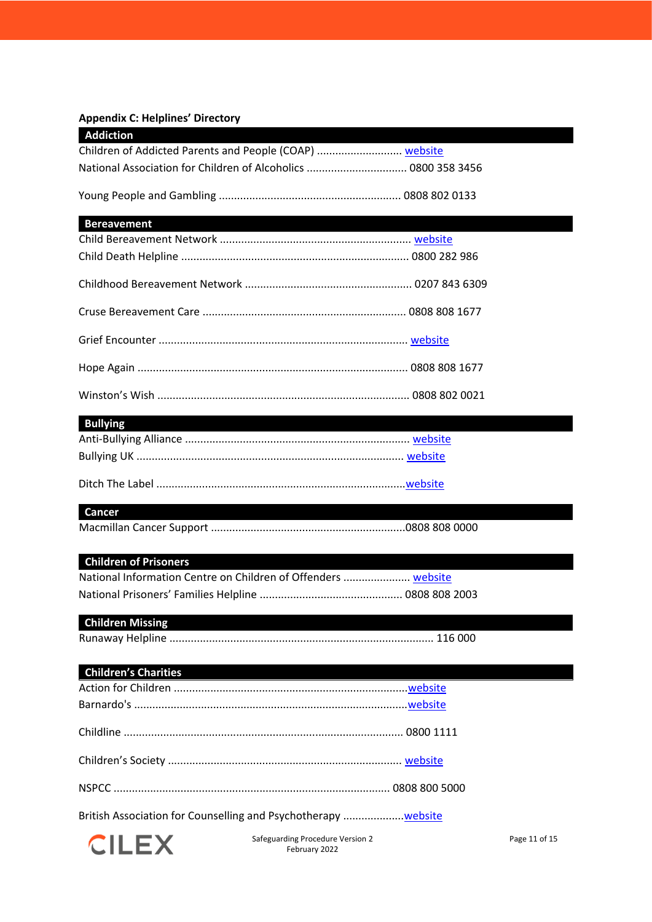**Appendix C: Helplines' Directory**

## Addiction

Children of Addicted Parents and People (COAP) ............................ website

National Association for Children of Alcoholics ................................ 0800 358 3456

Young People and Gambling ........................................................... 0808 802 0133

## Bereavement

Child Bereavement Network .............................................................. website

Child Death Helpline .......................................................................... 0800 282 986

Childhood Bereavement Network ...................................................... 0207 843 6309

Cruse Bereavement Care .................................................................. 0808 808 1677

Grief Encounter .................................................................................. website

Hope Again ........................................................................................ 0808 808 1677

Winston's Wish .................................................................................. 0808 802 0021

## Bullying

Anti-Bullying Alliance ......................................................................... website

Bullying UK ........................................................................................ website

Ditch The Label ..................................................................................website

## Cancer

Macmillan Cancer Support ................................................................0808 808 0000

## Children of Prisoners

National Information Centre on Children of Offenders ..................... website

National Prisoners' Families Helpline ............................................... 0808 808 2003

## Children Missing

Runaway Helpline ..................................................................................... 116 000

## Children's Charities

Action for Children .............................................................................website

Barnardo's .........................................................................................website

Childline ............................................................................................ 0800 1111

Children's Society ............................................................................ website

NSPCC ............................................................................................ 0808 800 5000

British Association for Counselling and Psychotherapy ....................website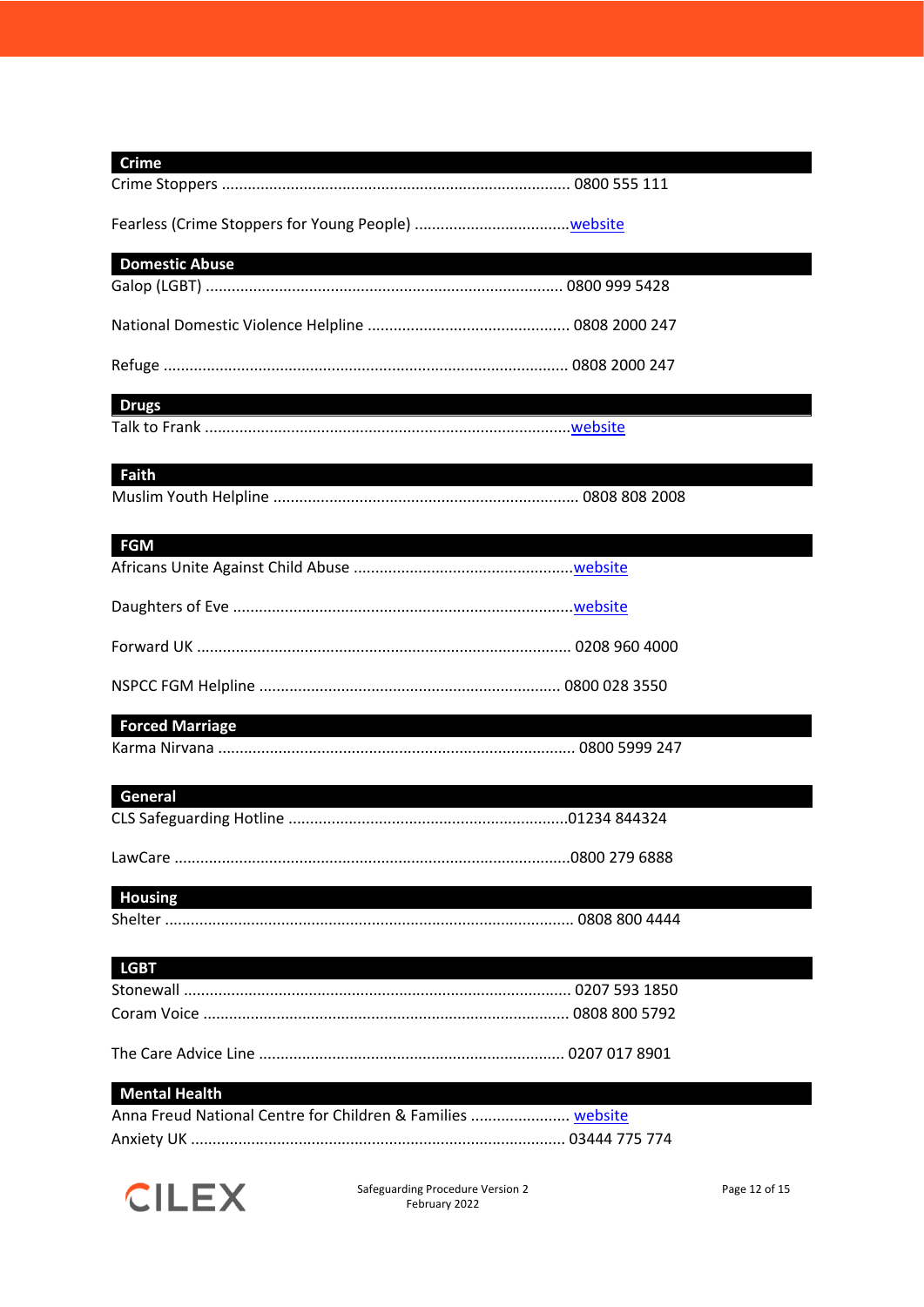## Crime

Crime Stoppers ................................................................................ 0800 555 111

Fearless (Crime Stoppers for Young People) ....................................website

## Domestic Abuse

Galop (LGBT) .................................................................................. 0800 999 5428

National Domestic Violence Helpline ............................................... 0808 2000 247

Refuge ............................................................................................ 0808 2000 247

## Drugs

Talk to Frank ...................................................................................website

## Faith

Muslim Youth Helpline ...................................................................... 0808 808 2008

## FGM

Africans Unite Against Child Abuse ...................................................website

Daughters of Eve ..............................................................................website

Forward UK ..................................................................................... 0208 960 4000

NSPCC FGM Helpline ..................................................................... 0800 028 3550

## Forced Marriage

Karma Nirvana .................................................................................. 0800 5999 247

## General

CLS Safeguarding Hotline ................................................................01234 844324

LawCare ..........................................................................................0800 279 6888

## Housing

Shelter ............................................................................................. 0808 800 4444

## LGBT

Stonewall ........................................................................................ 0207 593 1850
Coram Voice .................................................................................... 0808 800 5792

The Care Advice Line ...................................................................... 0207 017 8901

## Mental Health

Anna Freud National Centre for Children & Families ....................... website
Anxiety UK ...................................................................................... 03444 775 774

Safeguarding Procedure Version 2
February 2022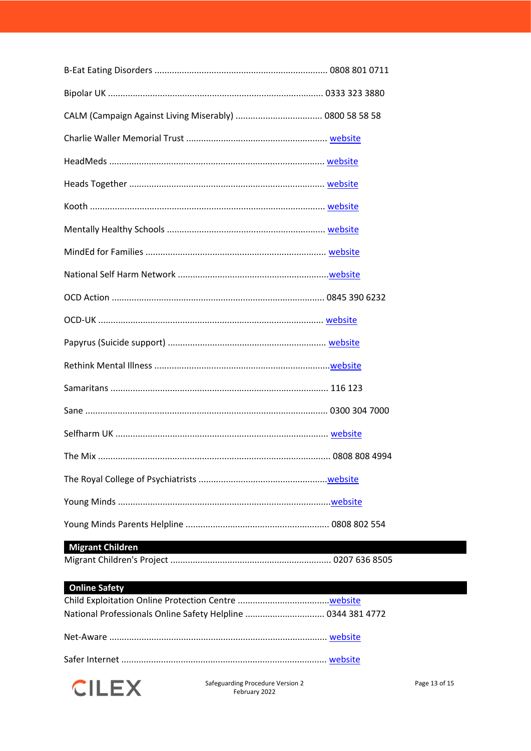B-Eat Eating Disorders ...................................................................... 0808 801 0711

Bipolar UK ...................................................................................... 0333 323 3880

CALM (Campaign Against Living Miserably) ................................... 0800 58 58 58

Charlie Waller Memorial Trust ......................................................... website

HeadMeds ...................................................................................... website

Heads Together .............................................................................. website

Kooth .............................................................................................. website

Mentally Healthy Schools ................................................................ website

MindEd for Families ........................................................................ website

National Self Harm Network ............................................................website

OCD Action ..................................................................................... 0845 390 6232

OCD-UK .......................................................................................... website

Papyrus (Suicide support) ............................................................... website

Rethink Mental Illness ......................................................................website

Samaritans ...................................................................................... 116 123

Sane ................................................................................................ 0300 304 7000

Selfharm UK .................................................................................... website

The Mix ............................................................................................ 0808 808 4994

The Royal College of Psychiatrists ...................................................website

Young Minds .....................................................................................website

Young Minds Parents Helpline .......................................................... 0808 802 554

## Migrant Children

Migrant Children's Project ................................................................ 0207 636 8505

## Online Safety

Child Exploitation Online Protection Centre .....................................website
National Professionals Online Safety Helpline ................................ 0344 381 4772

Net-Aware ....................................................................................... website

Safer Internet .................................................................................. website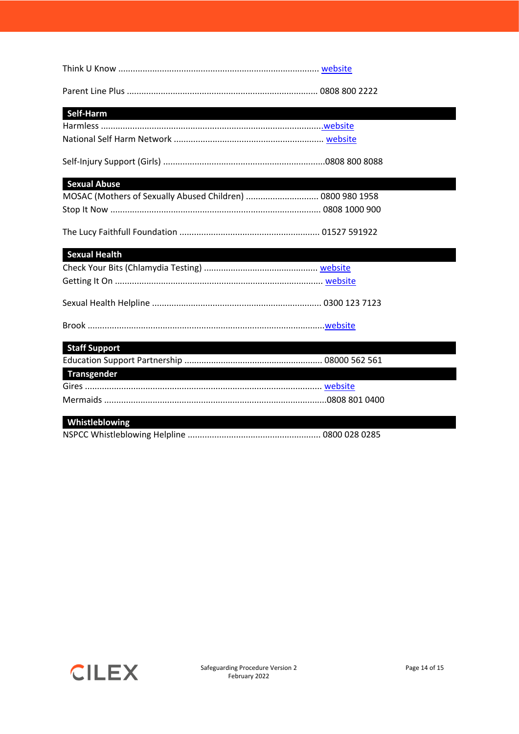Think U Know ........................................................................... website

Parent Line Plus ........................................................................ 0808 800 2222

### Self-Harm

Harmless .....................................................................................website

National Self Harm Network ............................................................ website

Self-Injury Support (Girls) ..................................................................0808 800 8088

### Sexual Abuse

MOSAC (Mothers of Sexually Abused Children) .............................. 0800 980 1958

Stop It Now ....................................................................................... 0808 1000 900

The Lucy Faithfull Foundation ......................................................... 01527 591922

### Sexual Health

Check Your Bits (Chlamydia Testing) ............................................... website

Getting It On ..................................................................................... website

Sexual Health Helpline ..................................................................... 0300 123 7123

Brook .................................................................................................website

### Staff Support

Education Support Partnership ........................................................ 08000 562 561

### Transgender

Gires ................................................................................................. website

Mermaids ..........................................................................................0808 801 0400

### Whistleblowing

NSPCC Whistleblowing Helpline ...................................................... 0800 028 0285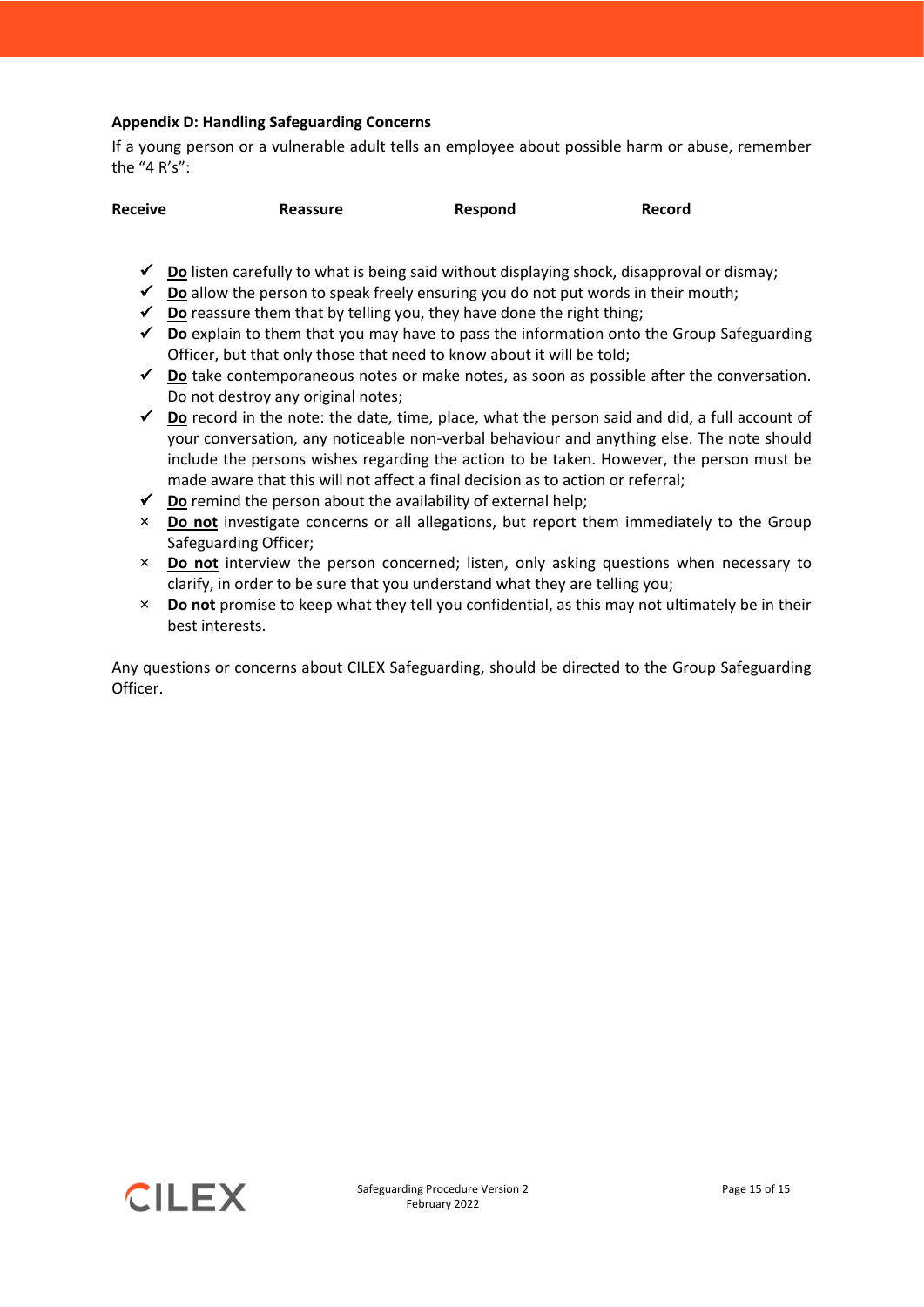**Appendix D: Handling Safeguarding Concerns**

If a young person or a vulnerable adult tells an employee about possible harm or abuse, remember the "4 R's":

**Receive** **Reassure** **Respond** **Record**

- ✓ **Do** listen carefully to what is being said without displaying shock, disapproval or dismay;
- ✓ **Do** allow the person to speak freely ensuring you do not put words in their mouth;
- ✓ **Do** reassure them that by telling you, they have done the right thing;
- ✓ **Do** explain to them that you may have to pass the information onto the Group Safeguarding Officer, but that only those that need to know about it will be told;
- ✓ **Do** take contemporaneous notes or make notes, as soon as possible after the conversation. Do not destroy any original notes;
- ✓ **Do** record in the note: the date, time, place, what the person said and did, a full account of your conversation, any noticeable non-verbal behaviour and anything else. The note should include the persons wishes regarding the action to be taken. However, the person must be made aware that this will not affect a final decision as to action or referral;
- ✓ **Do** remind the person about the availability of external help;
- × **Do not** investigate concerns or all allegations, but report them immediately to the Group Safeguarding Officer;
- × **Do not** interview the person concerned; listen, only asking questions when necessary to clarify, in order to be sure that you understand what they are telling you;
- × **Do not** promise to keep what they tell you confidential, as this may not ultimately be in their best interests.

Any questions or concerns about CILEX Safeguarding, should be directed to the Group Safeguarding Officer.